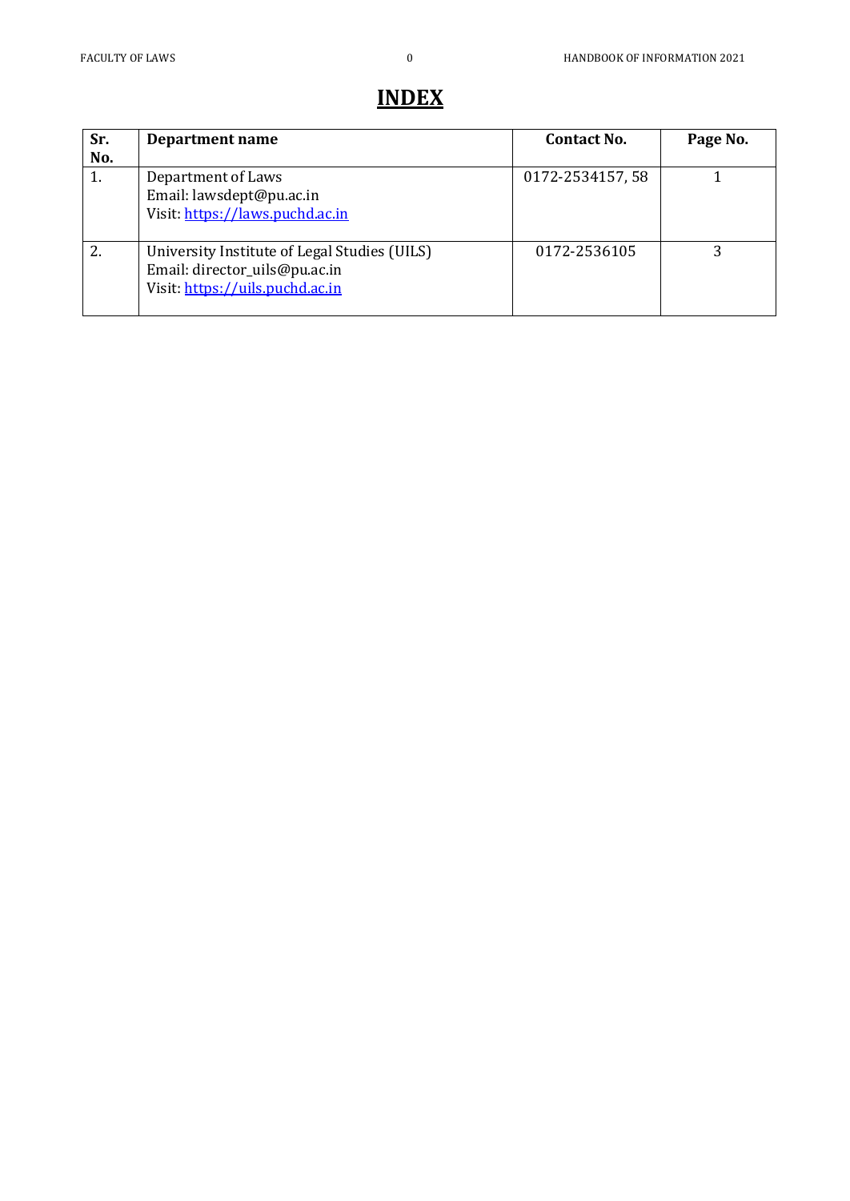# INDEX

| Sr. No. | Department name | Contact No. | Page No. |
|---|---|---|---|
| 1. | Department of Laws<br>Email: lawsdept@pu.ac.in<br>Visit: https://laws.puchd.ac.in | 0172-2534157, 58 | 1 |
| 2. | University Institute of Legal Studies (UILS)<br>Email: director_uils@pu.ac.in<br>Visit: https://uils.puchd.ac.in | 0172-2536105 | 3 |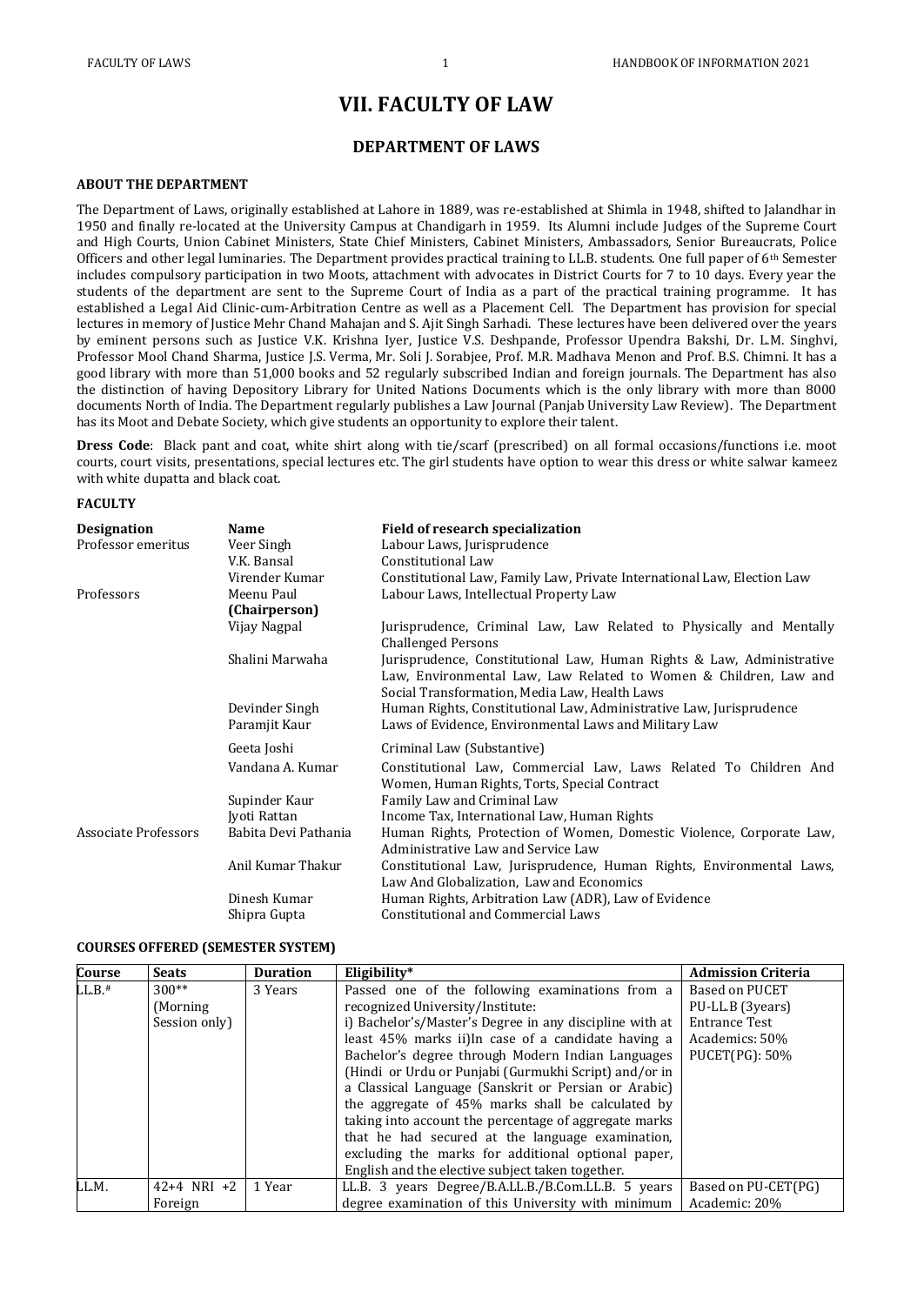# VII. FACULTY OF LAW

## DEPARTMENT OF LAWS

### ABOUT THE DEPARTMENT

The Department of Laws, originally established at Lahore in 1889, was re-established at Shimla in 1948, shifted to Jalandhar in 1950 and finally re-located at the University Campus at Chandigarh in 1959. Its Alumni include Judges of the Supreme Court and High Courts, Union Cabinet Ministers, State Chief Ministers, Cabinet Ministers, Ambassadors, Senior Bureaucrats, Police Officers and other legal luminaries. The Department provides practical training to LL.B. students. One full paper of 6th Semester includes compulsory participation in two Moots, attachment with advocates in District Courts for 7 to 10 days. Every year the students of the department are sent to the Supreme Court of India as a part of the practical training programme. It has established a Legal Aid Clinic-cum-Arbitration Centre as well as a Placement Cell. The Department has provision for special lectures in memory of Justice Mehr Chand Mahajan and S. Ajit Singh Sarhadi. These lectures have been delivered over the years by eminent persons such as Justice V.K. Krishna Iyer, Justice V.S. Deshpande, Professor Upendra Bakshi, Dr. L.M. Singhvi, Professor Mool Chand Sharma, Justice J.S. Verma, Mr. Soli J. Sorabjee, Prof. M.R. Madhava Menon and Prof. B.S. Chimni. It has a good library with more than 51,000 books and 52 regularly subscribed Indian and foreign journals. The Department has also the distinction of having Depository Library for United Nations Documents which is the only library with more than 8000 documents North of India. The Department regularly publishes a Law Journal (Panjab University Law Review). The Department has its Moot and Debate Society, which give students an opportunity to explore their talent.

**Dress Code**: Black pant and coat, white shirt along with tie/scarf (prescribed) on all formal occasions/functions i.e. moot courts, court visits, presentations, special lectures etc. The girl students have option to wear this dress or white salwar kameez with white dupatta and black coat.

### FACULTY

| Designation | Name | Field of research specialization |
|---|---|---|
| Professor emeritus | Veer Singh | Labour Laws, Jurisprudence |
| | V.K. Bansal | Constitutional Law |
| | Virender Kumar | Constitutional Law, Family Law, Private International Law, Election Law |
| Professors | Meenu Paul **(Chairperson)** | Labour Laws, Intellectual Property Law |
| | Vijay Nagpal | Jurisprudence, Criminal Law, Law Related to Physically and Mentally Challenged Persons |
| | Shalini Marwaha | Jurisprudence, Constitutional Law, Human Rights & Law, Administrative Law, Environmental Law, Law Related to Women & Children, Law and Social Transformation, Media Law, Health Laws |
| | Devinder Singh | Human Rights, Constitutional Law, Administrative Law, Jurisprudence |
| | Paramjit Kaur | Laws of Evidence, Environmental Laws and Military Law |
| | Geeta Joshi | Criminal Law (Substantive) |
| | Vandana A. Kumar | Constitutional Law, Commercial Law, Laws Related To Children And Women, Human Rights, Torts, Special Contract |
| | Supinder Kaur | Family Law and Criminal Law |
| | Jyoti Rattan | Income Tax, International Law, Human Rights |
| Associate Professors | Babita Devi Pathania | Human Rights, Protection of Women, Domestic Violence, Corporate Law, Administrative Law and Service Law |
| | Anil Kumar Thakur | Constitutional Law, Jurisprudence, Human Rights, Environmental Laws, Law And Globalization, Law and Economics |
| | Dinesh Kumar | Human Rights, Arbitration Law (ADR), Law of Evidence |
| | Shipra Gupta | Constitutional and Commercial Laws |

### COURSES OFFERED (SEMESTER SYSTEM)

| Course | Seats | Duration | Eligibility* | Admission Criteria |
|---|---|---|---|---|
| LL.B.# | 300** (Morning Session only) | 3 Years | Passed one of the following examinations from a recognized University/Institute: i) Bachelor's/Master's Degree in any discipline with at least 45% marks ii)In case of a candidate having a Bachelor's degree through Modern Indian Languages (Hindi or Urdu or Punjabi (Gurmukhi Script) and/or in a Classical Language (Sanskrit or Persian or Arabic) the aggregate of 45% marks shall be calculated by taking into account the percentage of aggregate marks that he had secured at the language examination, excluding the marks for additional optional paper, English and the elective subject taken together. | Based on PUCET PU-LL.B (3years) Entrance Test Academics: 50% PUCET(PG): 50% |
| LL.M. | 42+4 NRI +2 Foreign | 1 Year | LL.B. 3 years Degree/B.A.LL.B./B.Com.LL.B. 5 years degree examination of this University with minimum | Based on PU-CET(PG) Academic: 20% |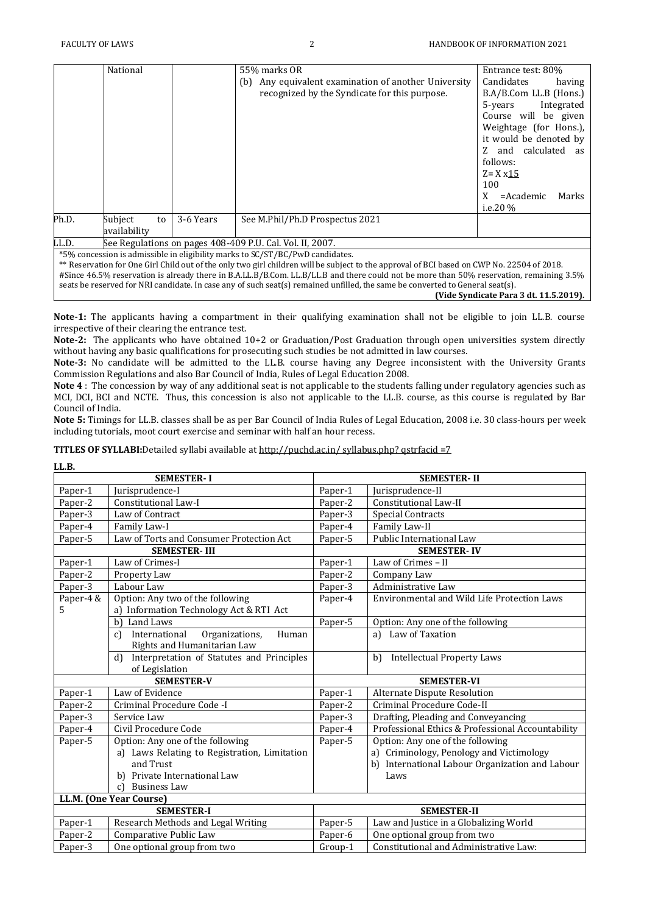| | | | | |
|---|---|---|---|---|
| | National | | 55% marks OR<br>(b) Any equivalent examination of another University recognized by the Syndicate for this purpose. | Entrance test: 80%<br>Candidates having B.A/B.Com LL.B (Hons.) 5-years Integrated Course will be given Weightage (for Hons.), it would be denoted by Z and calculated as follows:<br>$Z = X \times \frac{15}{100}$<br>X =Academic Marks i.e.20 % |
| Ph.D. | Subject to availability | 3-6 Years | See M.Phil/Ph.D Prospectus 2021 | |
| LL.D. | See Regulations on pages 408-409 P.U. Cal. Vol. II, 2007. | | | |

*5% concession is admissible in eligibility marks to SC/ST/BC/PwD candidates.

** Reservation for One Girl Child out of the only two girl children will be subject to the approval of BCI based on CWP No. 22504 of 2018.

#Since 46.5% reservation is already there in B.A.LL.B/B.Com. LL.B/LL.B and there could not be more than 50% reservation, remaining 3.5% seats be reserved for NRI candidate. In case any of such seat(s) remained unfilled, the same be converted to General seat(s).

**(Vide Syndicate Para 3 dt. 11.5.2019).**

**Note-1:** The applicants having a compartment in their qualifying examination shall not be eligible to join LL.B. course irrespective of their clearing the entrance test.

**Note-2:** The applicants who have obtained 10+2 or Graduation/Post Graduation through open universities system directly without having any basic qualifications for prosecuting such studies be not admitted in law courses.

**Note-3:** No candidate will be admitted to the LL.B. course having any Degree inconsistent with the University Grants Commission Regulations and also Bar Council of India, Rules of Legal Education 2008.

**Note 4** : The concession by way of any additional seat is not applicable to the students falling under regulatory agencies such as MCI, DCI, BCI and NCTE. Thus, this concession is also not applicable to the LL.B. course, as this course is regulated by Bar Council of India.

**Note 5:** Timings for LL.B. classes shall be as per Bar Council of India Rules of Legal Education, 2008 i.e. 30 class-hours per week including tutorials, moot court exercise and seminar with half an hour recess.

**TITLES OF SYLLABI:** Detailed syllabi available at http://puchd.ac.in/ syllabus.php? qstrfacid =7

**LL.B.**

| SEMESTER- I | | SEMESTER- II | |
|---|---|---|---|
| Paper-1 | Jurisprudence-I | Paper-1 | Jurisprudence-II |
| Paper-2 | Constitutional Law-I | Paper-2 | Constitutional Law-II |
| Paper-3 | Law of Contract | Paper-3 | Special Contracts |
| Paper-4 | Family Law-I | Paper-4 | Family Law-II |
| Paper-5 | Law of Torts and Consumer Protection Act | Paper-5 | Public International Law |
| **SEMESTER- III** | | **SEMESTER- IV** | |
| Paper-1 | Law of Crimes-I | Paper-1 | Law of Crimes – II |
| Paper-2 | Property Law | Paper-2 | Company Law |
| Paper-3 | Labour Law | Paper-3 | Administrative Law |
| Paper-4 & 5 | Option: Any two of the following<br>a) Information Technology Act & RTI Act | Paper-4 | Environmental and Wild Life Protection Laws |
| | b) Land Laws | Paper-5 | Option: Any one of the following |
| | c) International Organizations, Human Rights and Humanitarian Law | | a) Law of Taxation |
| | d) Interpretation of Statutes and Principles of Legislation | | b) Intellectual Property Laws |
| **SEMESTER-V** | | **SEMESTER-VI** | |
| Paper-1 | Law of Evidence | Paper-1 | Alternate Dispute Resolution |
| Paper-2 | Criminal Procedure Code -I | Paper-2 | Criminal Procedure Code-II |
| Paper-3 | Service Law | Paper-3 | Drafting, Pleading and Conveyancing |
| Paper-4 | Civil Procedure Code | Paper-4 | Professional Ethics & Professional Accountability |
| Paper-5 | Option: Any one of the following<br>a) Laws Relating to Registration, Limitation and Trust<br>b) Private International Law<br>c) Business Law | Paper-5 | Option: Any one of the following<br>a) Criminology, Penology and Victimology<br>b) International Labour Organization and Labour Laws |
| **LL.M. (One Year Course)** | | | |
| **SEMESTER-I** | | **SEMESTER-II** | |
| Paper-1 | Research Methods and Legal Writing | Paper-5 | Law and Justice in a Globalizing World |
| Paper-2 | Comparative Public Law | Paper-6 | One optional group from two |
| Paper-3 | One optional group from two | Group-1 | Constitutional and Administrative Law: |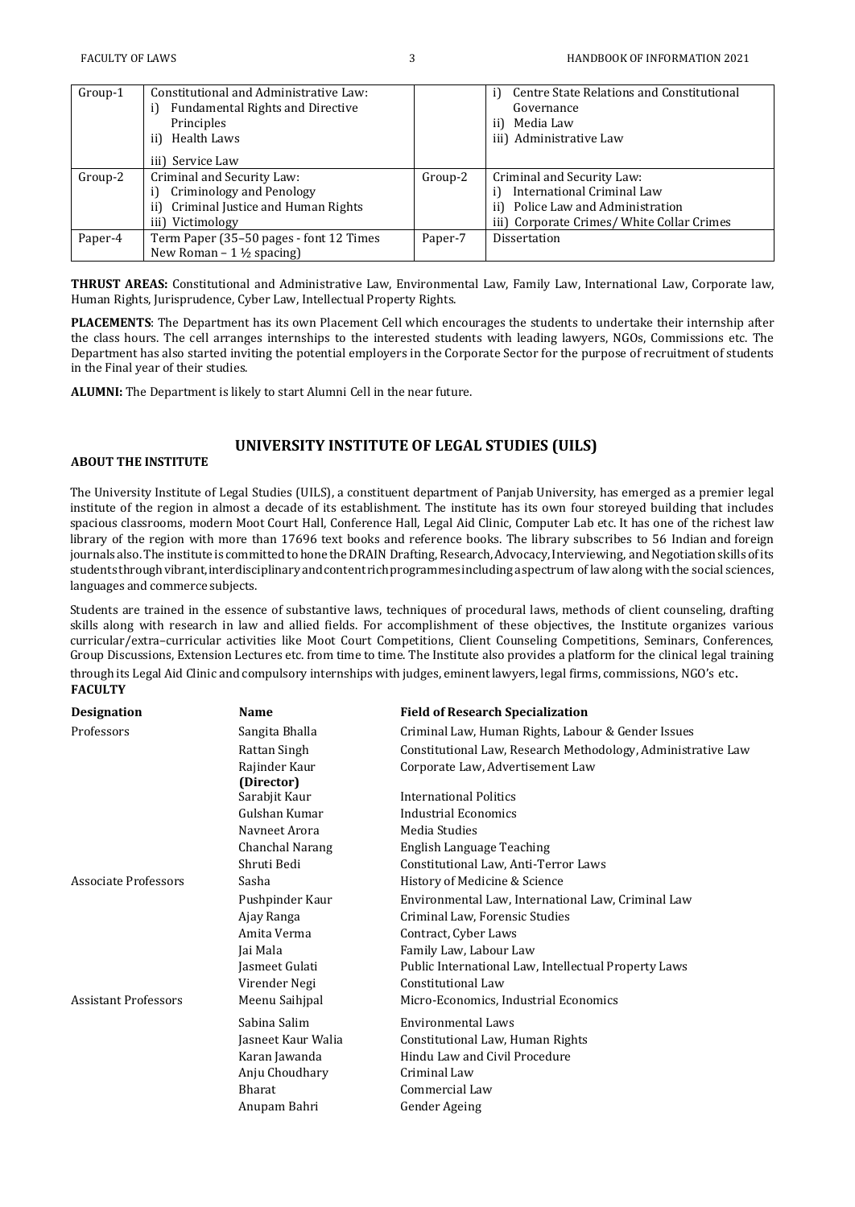| | | | |
|---|---|---|---|
| Group-1 | Constitutional and Administrative Law:<br>i) Fundamental Rights and Directive Principles<br>ii) Health Laws<br>iii) Service Law | | i) Centre State Relations and Constitutional Governance<br>ii) Media Law<br>iii) Administrative Law |
| Group-2 | Criminal and Security Law:<br>i) Criminology and Penology<br>ii) Criminal Justice and Human Rights<br>iii) Victimology | Group-2 | Criminal and Security Law:<br>i) International Criminal Law<br>ii) Police Law and Administration<br>iii) Corporate Crimes/ White Collar Crimes |
| Paper-4 | Term Paper (35–50 pages - font 12 Times New Roman – 1 ½ spacing) | Paper-7 | Dissertation |

**THRUST AREAS:** Constitutional and Administrative Law, Environmental Law, Family Law, International Law, Corporate law, Human Rights, Jurisprudence, Cyber Law, Intellectual Property Rights.

**PLACEMENTS**: The Department has its own Placement Cell which encourages the students to undertake their internship after the class hours. The cell arranges internships to the interested students with leading lawyers, NGOs, Commissions etc. The Department has also started inviting the potential employers in the Corporate Sector for the purpose of recruitment of students in the Final year of their studies.

**ALUMNI:** The Department is likely to start Alumni Cell in the near future.

## UNIVERSITY INSTITUTE OF LEGAL STUDIES (UILS)

### ABOUT THE INSTITUTE

The University Institute of Legal Studies (UILS), a constituent department of Panjab University, has emerged as a premier legal institute of the region in almost a decade of its establishment. The institute has its own four storeyed building that includes spacious classrooms, modern Moot Court Hall, Conference Hall, Legal Aid Clinic, Computer Lab etc. It has one of the richest law library of the region with more than 17696 text books and reference books. The library subscribes to 56 Indian and foreign journals also. The institute is committed to hone the DRAIN Drafting, Research, Advocacy, Interviewing, and Negotiation skills of its students through vibrant, interdisciplinary and content rich programmes including a spectrum of law along with the social sciences, languages and commerce subjects.

Students are trained in the essence of substantive laws, techniques of procedural laws, methods of client counseling, drafting skills along with research in law and allied fields. For accomplishment of these objectives, the Institute organizes various curricular/extra–curricular activities like Moot Court Competitions, Client Counseling Competitions, Seminars, Conferences, Group Discussions, Extension Lectures etc. from time to time. The Institute also provides a platform for the clinical legal training through its Legal Aid Clinic and compulsory internships with judges, eminent lawyers, legal firms, commissions, NGO's etc.

### FACULTY

| Designation | Name | Field of Research Specialization |
|---|---|---|
| Professors | Sangita Bhalla | Criminal Law, Human Rights, Labour & Gender Issues |
| | Rattan Singh | Constitutional Law, Research Methodology, Administrative Law |
| | Rajinder Kaur **(Director)** | Corporate Law, Advertisement Law |
| | Sarabjit Kaur | International Politics |
| | Gulshan Kumar | Industrial Economics |
| | Navneet Arora | Media Studies |
| | Chanchal Narang | English Language Teaching |
| | Shruti Bedi | Constitutional Law, Anti-Terror Laws |
| Associate Professors | Sasha | History of Medicine & Science |
| | Pushpinder Kaur | Environmental Law, International Law, Criminal Law |
| | Ajay Ranga | Criminal Law, Forensic Studies |
| | Amita Verma | Contract, Cyber Laws |
| | Jai Mala | Family Law, Labour Law |
| | Jasmeet Gulati | Public International Law, Intellectual Property Laws |
| | Virender Negi | Constitutional Law |
| Assistant Professors | Meenu Saihjpal | Micro-Economics, Industrial Economics |
| | Sabina Salim | Environmental Laws |
| | Jasneet Kaur Walia | Constitutional Law, Human Rights |
| | Karan Jawanda | Hindu Law and Civil Procedure |
| | Anju Choudhary | Criminal Law |
| | Bharat | Commercial Law |
| | Anupam Bahri | Gender Ageing |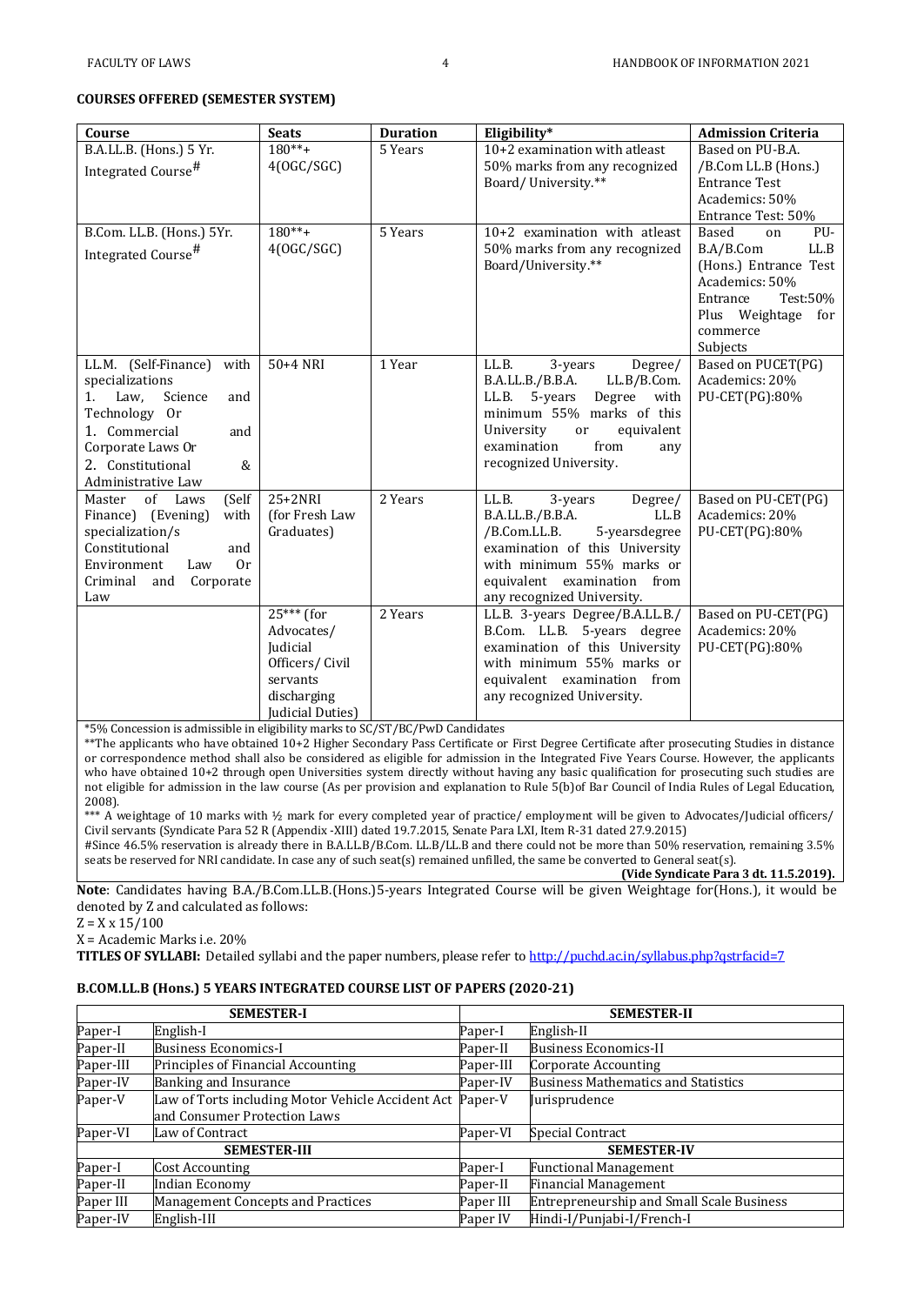## COURSES OFFERED (SEMESTER SYSTEM)

| Course | Seats | Duration | Eligibility* | Admission Criteria |
|---|---|---|---|---|
| B.A.LL.B. (Hons.) 5 Yr. Integrated Course# | 180**+ 4(OGC/SGC) | 5 Years | 10+2 examination with atleast 50% marks from any recognized Board/ University.** | Based on PU-B.A. /B.Com LL.B (Hons.) Entrance Test Academics: 50% Entrance Test: 50% |
| B.Com. LL.B. (Hons.) 5Yr. Integrated Course# | 180**+ 4(OGC/SGC) | 5 Years | 10+2 examination with atleast 50% marks from any recognized Board/University.** | Based on PU-B.A/B.Com LL.B (Hons.) Entrance Test Academics: 50% Entrance Test:50% Plus Weightage for commerce Subjects |
| LL.M. (Self-Finance) with specializations 1. Law, Science and Technology Or 1. Commercial and Corporate Laws Or 2. Constitutional & Administrative Law | 50+4 NRI | 1 Year | LL.B. 3-years Degree/ B.A.LL.B./B.B.A. LL.B/B.Com. LL.B. 5-years Degree with minimum 55% marks of this University or equivalent examination from any recognized University. | Based on PUCET(PG) Academics: 20% PU-CET(PG):80% |
| Master of Laws (Self Finance) (Evening) with specialization/s Constitutional and Environment Law Or Criminal and Corporate Law | 25+2NRI (for Fresh Law Graduates) | 2 Years | LL.B. 3-years Degree/ B.A.LL.B./B.B.A. LL.B /B.Com.LL.B. 5-yearsdegree examination of this University with minimum 55% marks or equivalent examination from any recognized University. | Based on PU-CET(PG) Academics: 20% PU-CET(PG):80% |
| | 25*** (for Advocates/ Judicial Officers/ Civil servants discharging Judicial Duties) | 2 Years | LL.B. 3-years Degree/B.A.LL.B./ B.Com. LL.B. 5-years degree examination of this University with minimum 55% marks or equivalent examination from any recognized University. | Based on PU-CET(PG) Academics: 20% PU-CET(PG):80% |

*5% Concession is admissible in eligibility marks to SC/ST/BC/PwD Candidates

**The applicants who have obtained 10+2 Higher Secondary Pass Certificate or First Degree Certificate after prosecuting Studies in distance or correspondence method shall also be considered as eligible for admission in the Integrated Five Years Course. However, the applicants who have obtained 10+2 through open Universities system directly without having any basic qualification for prosecuting such studies are not eligible for admission in the law course (As per provision and explanation to Rule 5(b)of Bar Council of India Rules of Legal Education, 2008).

*** A weightage of 10 marks with ½ mark for every completed year of practice/ employment will be given to Advocates/Judicial officers/ Civil servants (Syndicate Para 52 R (Appendix -XIII) dated 19.7.2015, Senate Para LXI, Item R-31 dated 27.9.2015)

#Since 46.5% reservation is already there in B.A.LL.B/B.Com. LL.B/LL.B and there could not be more than 50% reservation, remaining 3.5% seats be reserved for NRI candidate. In case any of such seat(s) remained unfilled, the same be converted to General seat(s).

**(Vide Syndicate Para 3 dt. 11.5.2019).**

**Note**: Candidates having B.A./B.Com.LL.B.(Hons.)5-years Integrated Course will be given Weightage for(Hons.), it would be denoted by Z and calculated as follows:

$Z = X \times 15/100$

X = Academic Marks i.e. 20%

**TITLES OF SYLLABI:** Detailed syllabi and the paper numbers, please refer to http://puchd.ac.in/syllabus.php?qstrfacid=7

## B.COM.LL.B (Hons.) 5 YEARS INTEGRATED COURSE LIST OF PAPERS (2020-21)

| SEMESTER-I | | SEMESTER-II | |
|---|---|---|---|
| Paper-I | English-I | Paper-I | English-II |
| Paper-II | Business Economics-I | Paper-II | Business Economics-II |
| Paper-III | Principles of Financial Accounting | Paper-III | Corporate Accounting |
| Paper-IV | Banking and Insurance | Paper-IV | Business Mathematics and Statistics |
| Paper-V | Law of Torts including Motor Vehicle Accident Act and Consumer Protection Laws | Paper-V | Jurisprudence |
| Paper-VI | Law of Contract | Paper-VI | Special Contract |
| **SEMESTER-III** | | **SEMESTER-IV** | |
| Paper-I | Cost Accounting | Paper-I | Functional Management |
| Paper-II | Indian Economy | Paper-II | Financial Management |
| Paper III | Management Concepts and Practices | Paper III | Entrepreneurship and Small Scale Business |
| Paper-IV | English-III | Paper IV | Hindi-I/Punjabi-I/French-I |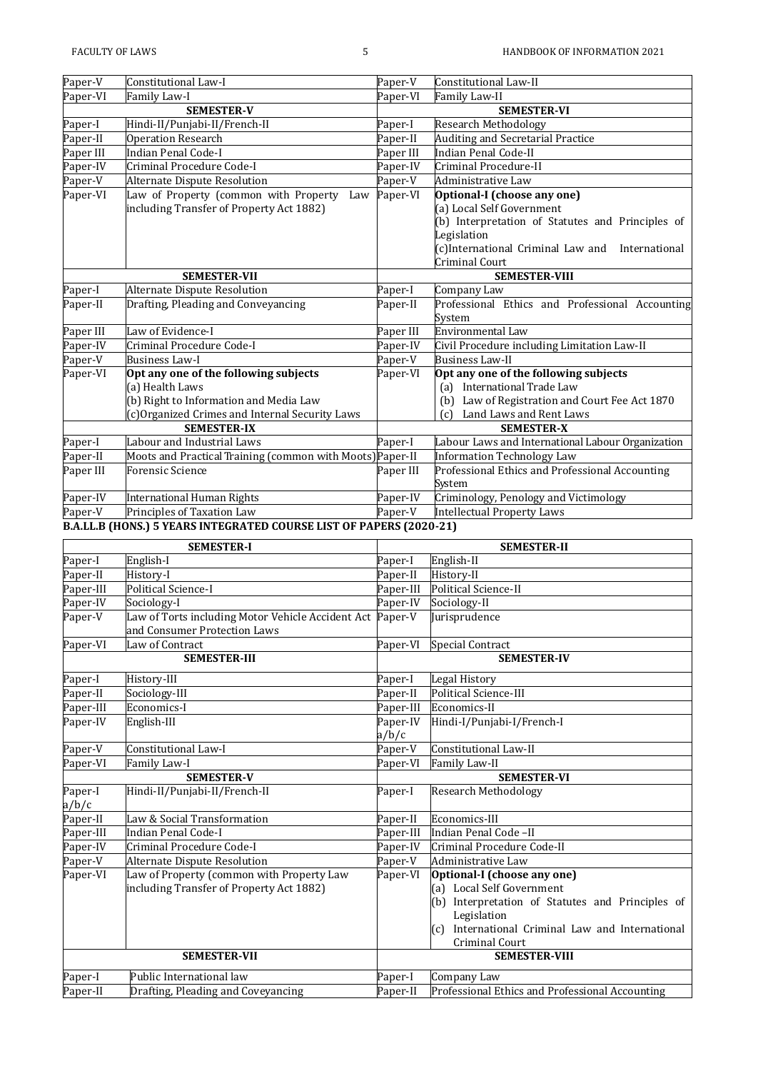| | | | |
|---|---|---|---|
| Paper-V | Constitutional Law-I | Paper-V | Constitutional Law-II |
| Paper-VI | Family Law-I | Paper-VI | Family Law-II |
| **SEMESTER-V** | | **SEMESTER-VI** | |
| Paper-I | Hindi-II/Punjabi-II/French-II | Paper-I | Research Methodology |
| Paper-II | Operation Research | Paper-II | Auditing and Secretarial Practice |
| Paper III | Indian Penal Code-I | Paper III | Indian Penal Code-II |
| Paper-IV | Criminal Procedure Code-I | Paper-IV | Criminal Procedure-II |
| Paper-V | Alternate Dispute Resolution | Paper-V | Administrative Law |
| Paper-VI | Law of Property (common with Property Law including Transfer of Property Act 1882) | Paper-VI | **Optional-I (choose any one)**<br>(a) Local Self Government<br>(b) Interpretation of Statutes and Principles of Legislation<br>(c)International Criminal Law and International Criminal Court |
| **SEMESTER-VII** | | **SEMESTER-VIII** | |
| Paper-I | Alternate Dispute Resolution | Paper-I | Company Law |
| Paper-II | Drafting, Pleading and Conveyancing | Paper-II | Professional Ethics and Professional Accounting System |
| Paper III | Law of Evidence-I | Paper III | Environmental Law |
| Paper-IV | Criminal Procedure Code-I | Paper-IV | Civil Procedure including Limitation Law-II |
| Paper-V | Business Law-I | Paper-V | Business Law-II |
| Paper-VI | **Opt any one of the following subjects**<br>(a) Health Laws<br>(b) Right to Information and Media Law<br>(c)Organized Crimes and Internal Security Laws | Paper-VI | **Opt any one of the following subjects**<br>(a) International Trade Law<br>(b) Law of Registration and Court Fee Act 1870<br>(c) Land Laws and Rent Laws |
| **SEMESTER-IX** | | **SEMESTER-X** | |
| Paper-I | Labour and Industrial Laws | Paper-I | Labour Laws and International Labour Organization |
| Paper-II | Moots and Practical Training (common with Moots) | Paper-II | Information Technology Law |
| Paper III | Forensic Science | Paper III | Professional Ethics and Professional Accounting System |
| Paper-IV | International Human Rights | Paper-IV | Criminology, Penology and Victimology |
| Paper-V | Principles of Taxation Law | Paper-V | Intellectual Property Laws |

**B.A.LL.B (HONS.) 5 YEARS INTEGRATED COURSE LIST OF PAPERS (2020-21)**

| **SEMESTER-I** | | **SEMESTER-II** | |
|---|---|---|---|
| Paper-I | English-I | Paper-I | English-II |
| Paper-II | History-I | Paper-II | History-II |
| Paper-III | Political Science-I | Paper-III | Political Science-II |
| Paper-IV | Sociology-I | Paper-IV | Sociology-II |
| Paper-V | Law of Torts including Motor Vehicle Accident Act and Consumer Protection Laws | Paper-V | Jurisprudence |
| Paper-VI | Law of Contract | Paper-VI | Special Contract |
| **SEMESTER-III** | | **SEMESTER-IV** | |
| Paper-I | History-III | Paper-I | Legal History |
| Paper-II | Sociology-III | Paper-II | Political Science-III |
| Paper-III | Economics-I | Paper-III | Economics-II |
| Paper-IV | English-III | Paper-IV a/b/c | Hindi-I/Punjabi-I/French-I |
| Paper-V | Constitutional Law-I | Paper-V | Constitutional Law-II |
| Paper-VI | Family Law-I | Paper-VI | Family Law-II |
| **SEMESTER-V** | | **SEMESTER-VI** | |
| Paper-I a/b/c | Hindi-II/Punjabi-II/French-II | Paper-I | Research Methodology |
| Paper-II | Law & Social Transformation | Paper-II | Economics-III |
| Paper-III | Indian Penal Code-I | Paper-III | Indian Penal Code –II |
| Paper-IV | Criminal Procedure Code-I | Paper-IV | Criminal Procedure Code-II |
| Paper-V | Alternate Dispute Resolution | Paper-V | Administrative Law |
| Paper-VI | Law of Property (common with Property Law including Transfer of Property Act 1882) | Paper-VI | **Optional-I (choose any one)**<br>(a) Local Self Government<br>(b) Interpretation of Statutes and Principles of Legislation<br>(c) International Criminal Law and International Criminal Court |
| **SEMESTER-VII** | | **SEMESTER-VIII** | |
| Paper-I | Public International law | Paper-I | Company Law |
| Paper-II | Drafting, Pleading and Coveyancing | Paper-II | Professional Ethics and Professional Accounting |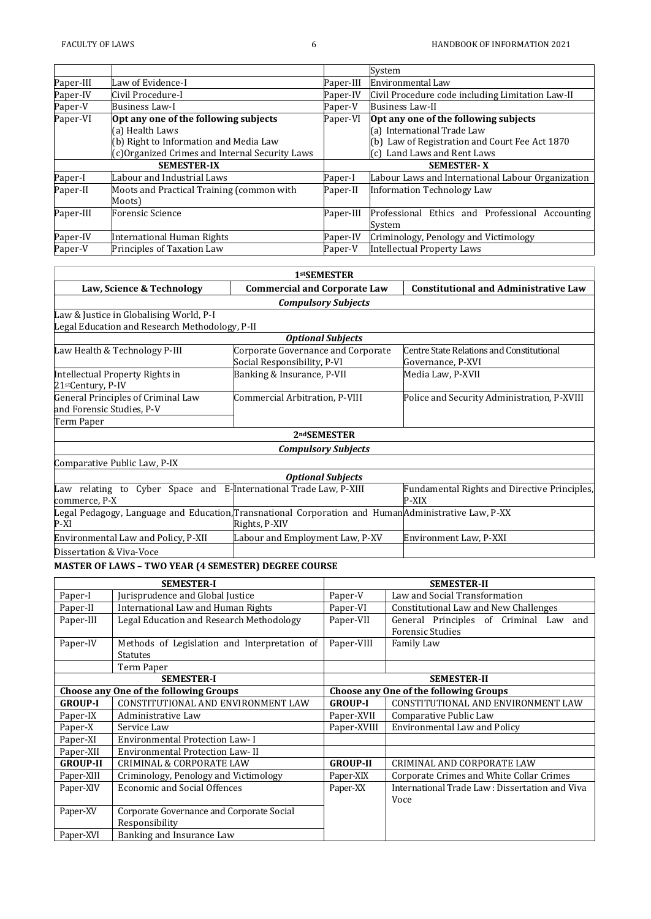| | | | |
|---|---|---|---|
| | | | System |
| Paper-III | Law of Evidence-I | Paper-III | Environmental Law |
| Paper-IV | Civil Procedure-I | Paper-IV | Civil Procedure code including Limitation Law-II |
| Paper-V | Business Law-I | Paper-V | Business Law-II |
| Paper-VI | **Opt any one of the following subjects**<br>(a) Health Laws<br>(b) Right to Information and Media Law<br>(c)Organized Crimes and Internal Security Laws | Paper-VI | **Opt any one of the following subjects**<br>(a) International Trade Law<br>(b) Law of Registration and Court Fee Act 1870<br>(c) Land Laws and Rent Laws |
| **SEMESTER-IX** | | **SEMESTER- X** | |
| Paper-I | Labour and Industrial Laws | Paper-I | Labour Laws and International Labour Organization |
| Paper-II | Moots and Practical Training (common with Moots) | Paper-II | Information Technology Law |
| Paper-III | Forensic Science | Paper-III | Professional Ethics and Professional Accounting System |
| Paper-IV | International Human Rights | Paper-IV | Criminology, Penology and Victimology |
| Paper-V | Principles of Taxation Law | Paper-V | Intellectual Property Laws |

| **1st SEMESTER** | | |
|---|---|---|
| **Law, Science & Technology** | **Commercial and Corporate Law** | **Constitutional and Administrative Law** |
| ***Compulsory Subjects*** | | |
| Law & Justice in Globalising World, P-I<br>Legal Education and Research Methodology, P-II | | |
| ***Optional Subjects*** | | |
| Law Health & Technology P-III | Corporate Governance and Corporate Social Responsibility, P-VI | Centre State Relations and Constitutional Governance, P-XVI |
| Intellectual Property Rights in 21st Century, P-IV | Banking & Insurance, P-VII | Media Law, P-XVII |
| General Principles of Criminal Law and Forensic Studies, P-V | Commercial Arbitration, P-VIII | Police and Security Administration, P-XVIII |
| Term Paper | | |
| **2nd SEMESTER** | | |
| ***Compulsory Subjects*** | | |
| Comparative Public Law, P-IX | | |
| ***Optional Subjects*** | | |
| Law relating to Cyber Space and E-commerce, P-X | International Trade Law, P-XIII | Fundamental Rights and Directive Principles, P-XIX |
| Legal Pedagogy, Language and Education, P-XI | Transnational Corporation and Human Rights, P-XIV | Administrative Law, P-XX |
| Environmental Law and Policy, P-XII | Labour and Employment Law, P-XV | Environment Law, P-XXI |
| Dissertation & Viva-Voce | | |

**MASTER OF LAWS – TWO YEAR (4 SEMESTER) DEGREE COURSE**

| **SEMESTER-I** | | **SEMESTER-II** | |
|---|---|---|---|
| Paper-I | Jurisprudence and Global Justice | Paper-V | Law and Social Transformation |
| Paper-II | International Law and Human Rights | Paper-VI | Constitutional Law and New Challenges |
| Paper-III | Legal Education and Research Methodology | Paper-VII | General Principles of Criminal Law and Forensic Studies |
| Paper-IV | Methods of Legislation and Interpretation of Statutes | Paper-VIII | Family Law |
| | Term Paper | | |
| **SEMESTER-I** | | **SEMESTER-II** | |
| **Choose any One of the following Groups** | | **Choose any One of the following Groups** | |
| **GROUP-I** | CONSTITUTIONAL AND ENVIRONMENT LAW | **GROUP-I** | CONSTITUTIONAL AND ENVIRONMENT LAW |
| Paper-IX | Administrative Law | Paper-XVII | Comparative Public Law |
| Paper-X | Service Law | Paper-XVIII | Environmental Law and Policy |
| Paper-XI | Environmental Protection Law- I | | |
| Paper-XII | Environmental Protection Law- II | | |
| **GROUP-II** | CRIMINAL & CORPORATE LAW | **GROUP-II** | CRIMINAL AND CORPORATE LAW |
| Paper-XIII | Criminology, Penology and Victimology | Paper-XIX | Corporate Crimes and White Collar Crimes |
| Paper-XIV | Economic and Social Offences | Paper-XX | International Trade Law : Dissertation and Viva Voce |
| Paper-XV | Corporate Governance and Corporate Social Responsibility | | |
| Paper-XVI | Banking and Insurance Law | | |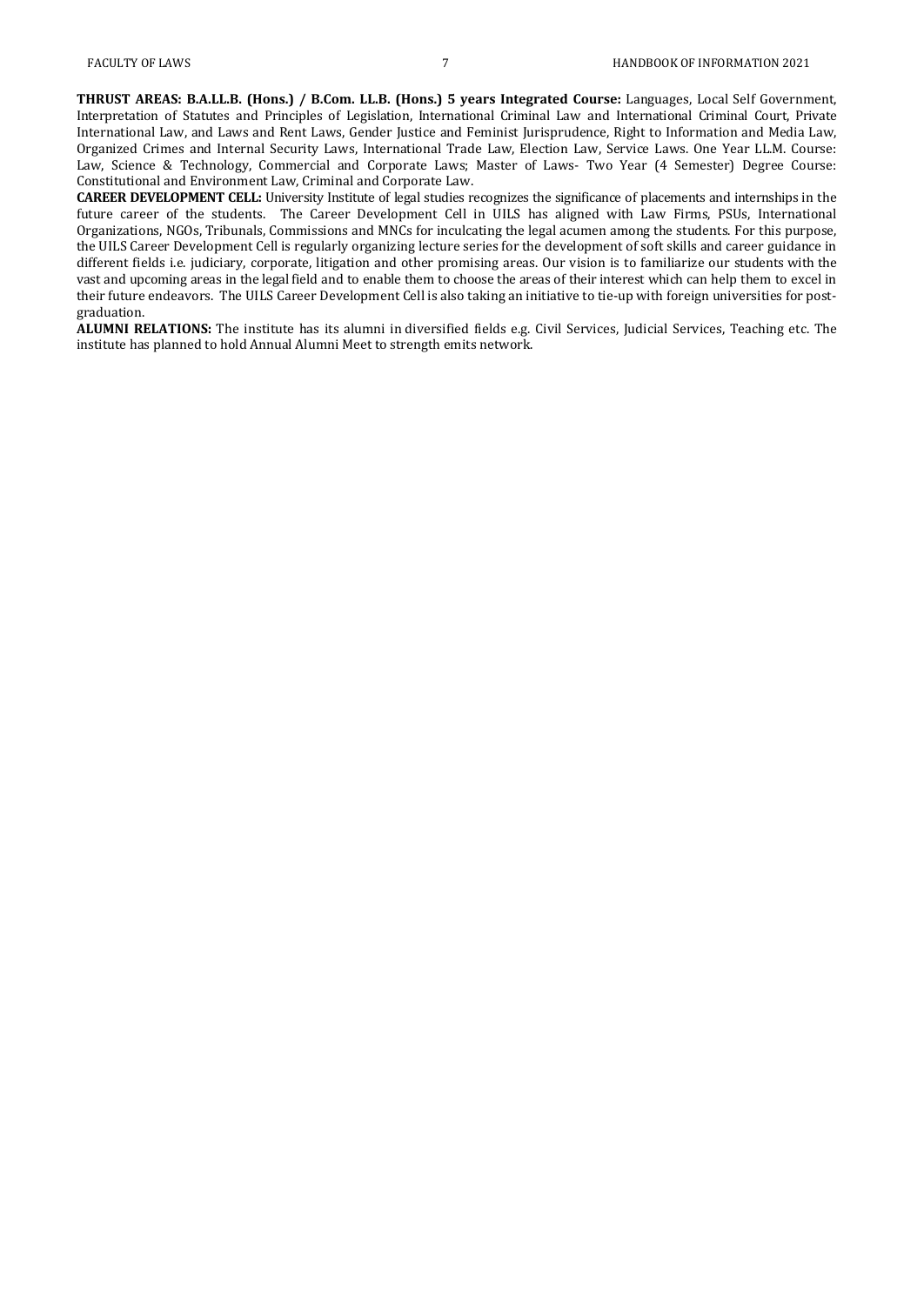**THRUST AREAS: B.A.LL.B. (Hons.) / B.Com. LL.B. (Hons.) 5 years Integrated Course:** Languages, Local Self Government, Interpretation of Statutes and Principles of Legislation, International Criminal Law and International Criminal Court, Private International Law, and Laws and Rent Laws, Gender Justice and Feminist Jurisprudence, Right to Information and Media Law, Organized Crimes and Internal Security Laws, International Trade Law, Election Law, Service Laws. One Year LL.M. Course: Law, Science & Technology, Commercial and Corporate Laws; Master of Laws- Two Year (4 Semester) Degree Course: Constitutional and Environment Law, Criminal and Corporate Law.

**CAREER DEVELOPMENT CELL:** University Institute of legal studies recognizes the significance of placements and internships in the future career of the students. The Career Development Cell in UILS has aligned with Law Firms, PSUs, International Organizations, NGOs, Tribunals, Commissions and MNCs for inculcating the legal acumen among the students. For this purpose, the UILS Career Development Cell is regularly organizing lecture series for the development of soft skills and career guidance in different fields i.e. judiciary, corporate, litigation and other promising areas. Our vision is to familiarize our students with the vast and upcoming areas in the legal field and to enable them to choose the areas of their interest which can help them to excel in their future endeavors. The UILS Career Development Cell is also taking an initiative to tie-up with foreign universities for post-graduation.

**ALUMNI RELATIONS:** The institute has its alumni in diversified fields e.g. Civil Services, Judicial Services, Teaching etc. The institute has planned to hold Annual Alumni Meet to strength emits network.